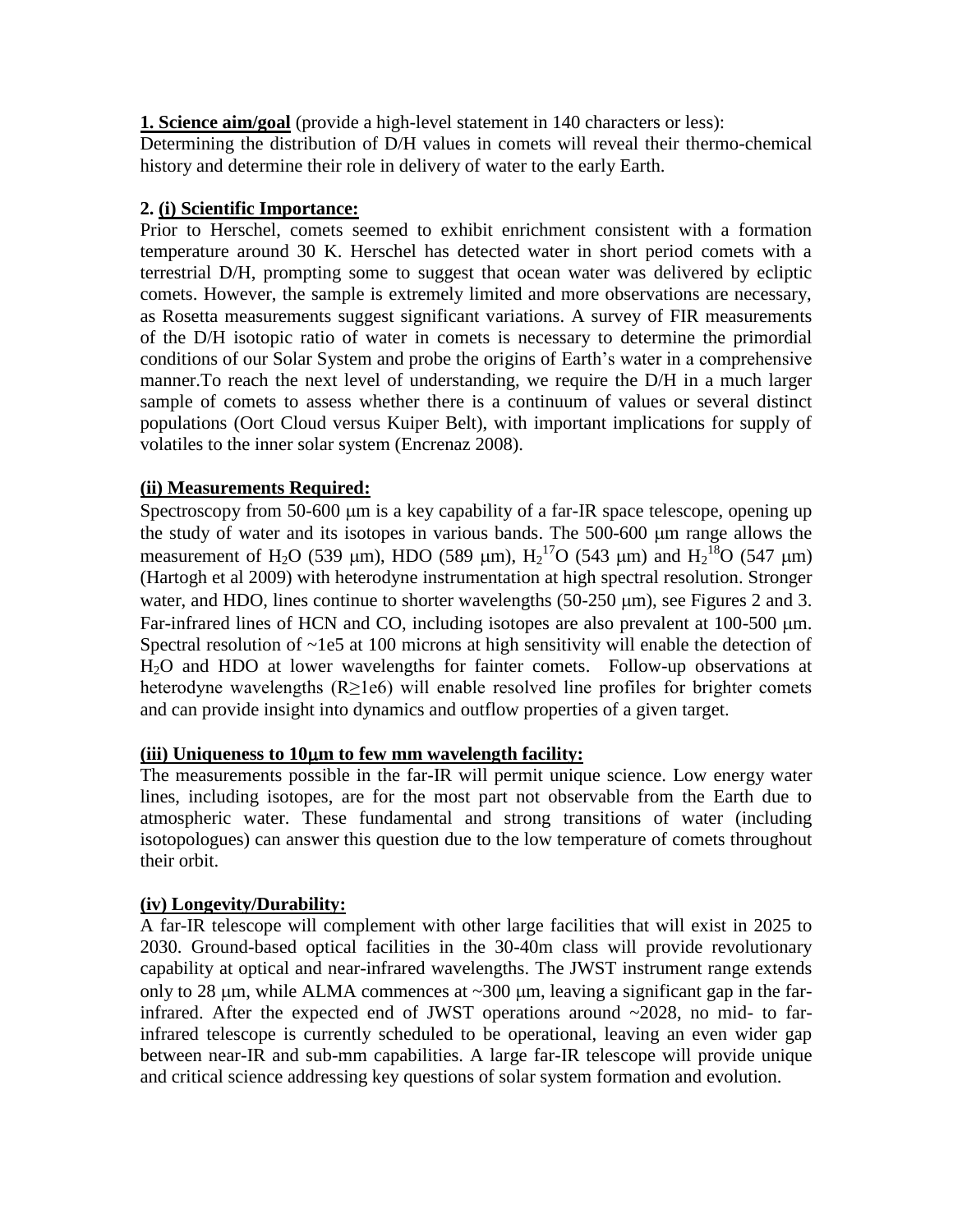**1. Science aim/goal** (provide a high-level statement in 140 characters or less):
Determining the distribution of D/H values in comets will reveal their thermo-chemical history and determine their role in delivery of water to the early Earth.

**2. (i) Scientific Importance:**
Prior to Herschel, comets seemed to exhibit enrichment consistent with a formation temperature around 30 K. Herschel has detected water in short period comets with a terrestrial D/H, prompting some to suggest that ocean water was delivered by ecliptic comets. However, the sample is extremely limited and more observations are necessary, as Rosetta measurements suggest significant variations. A survey of FIR measurements of the D/H isotopic ratio of water in comets is necessary to determine the primordial conditions of our Solar System and probe the origins of Earth's water in a comprehensive manner.To reach the next level of understanding, we require the D/H in a much larger sample of comets to assess whether there is a continuum of values or several distinct populations (Oort Cloud versus Kuiper Belt), with important implications for supply of volatiles to the inner solar system (Encrenaz 2008).

**(ii) Measurements Required:**
Spectroscopy from 50-600 μm is a key capability of a far-IR space telescope, opening up the study of water and its isotopes in various bands. The 500-600 μm range allows the measurement of $H_2O$ (539 μm), HDO (589 μm), $H_2{}^{17}O$ (543 μm) and $H_2{}^{18}O$ (547 μm) (Hartogh et al 2009) with heterodyne instrumentation at high spectral resolution. Stronger water, and HDO, lines continue to shorter wavelengths (50-250 μm), see Figures 2 and 3. Far-infrared lines of HCN and CO, including isotopes are also prevalent at 100-500 μm. Spectral resolution of ~1e5 at 100 microns at high sensitivity will enable the detection of $H_2O$ and HDO at lower wavelengths for fainter comets. Follow-up observations at heterodyne wavelengths (R≥1e6) will enable resolved line profiles for brighter comets and can provide insight into dynamics and outflow properties of a given target.

**(iii) Uniqueness to 10μm to few mm wavelength facility:**
The measurements possible in the far-IR will permit unique science. Low energy water lines, including isotopes, are for the most part not observable from the Earth due to atmospheric water. These fundamental and strong transitions of water (including isotopologues) can answer this question due to the low temperature of comets throughout their orbit.

**(iv) Longevity/Durability:**
A far-IR telescope will complement with other large facilities that will exist in 2025 to 2030. Ground-based optical facilities in the 30-40m class will provide revolutionary capability at optical and near-infrared wavelengths. The JWST instrument range extends only to 28 μm, while ALMA commences at ~300 μm, leaving a significant gap in the far-infrared. After the expected end of JWST operations around ~2028, no mid- to far-infrared telescope is currently scheduled to be operational, leaving an even wider gap between near-IR and sub-mm capabilities. A large far-IR telescope will provide unique and critical science addressing key questions of solar system formation and evolution.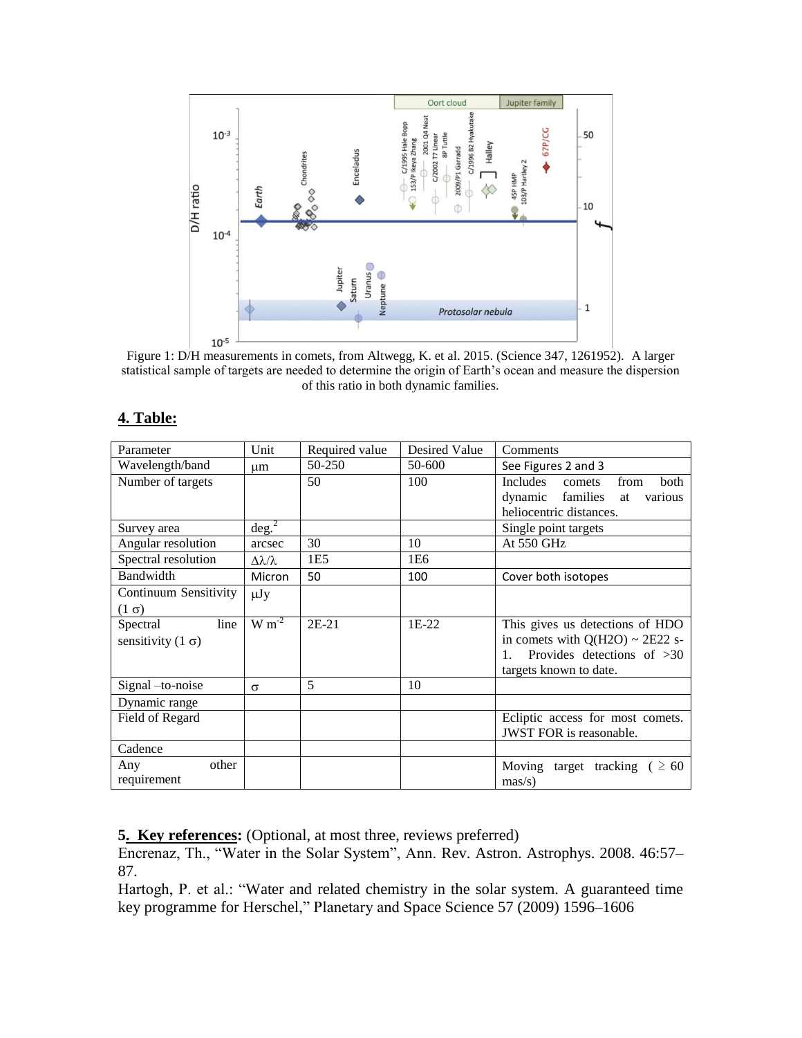Figure 1: D/H measurements in comets, from Altwegg, K. et al. 2015. (Science 347, 1261952). A larger statistical sample of targets are needed to determine the origin of Earth's ocean and measure the dispersion of this ratio in both dynamic families.

## 4. Table:

| Parameter | Unit | Required value | Desired Value | Comments |
|---|---|---|---|---|
| Wavelength/band | μm | 50-250 | 50-600 | See Figures 2 and 3 |
| Number of targets | | 50 | 100 | Includes comets from both dynamic families at various heliocentric distances. |
| Survey area | deg.$^2$ | | | Single point targets |
| Angular resolution | arcsec | 30 | 10 | At 550 GHz |
| Spectral resolution | $\Delta\lambda/\lambda$ | 1E5 | 1E6 | |
| Bandwidth | Micron | 50 | 100 | Cover both isotopes |
| Continuum Sensitivity (1 σ) | μJy | | | |
| Spectral line sensitivity (1 σ) | W m$^{-2}$ | 2E-21 | 1E-22 | This gives us detections of HDO in comets with Q(H2O) ~ 2E22 s-1. Provides detections of >30 targets known to date. |
| Signal –to-noise | σ | 5 | 10 | |
| Dynamic range | | | | |
| Field of Regard | | | | Ecliptic access for most comets. JWST FOR is reasonable. |
| Cadence | | | | |
| Any other requirement | | | | Moving target tracking ( ≥ 60 mas/s) |

**5. Key references:** (Optional, at most three, reviews preferred)

Encrenaz, Th., "Water in the Solar System", Ann. Rev. Astron. Astrophys. 2008. 46:57–87.

Hartogh, P. et al.: "Water and related chemistry in the solar system. A guaranteed time key programme for Herschel," Planetary and Space Science 57 (2009) 1596–1606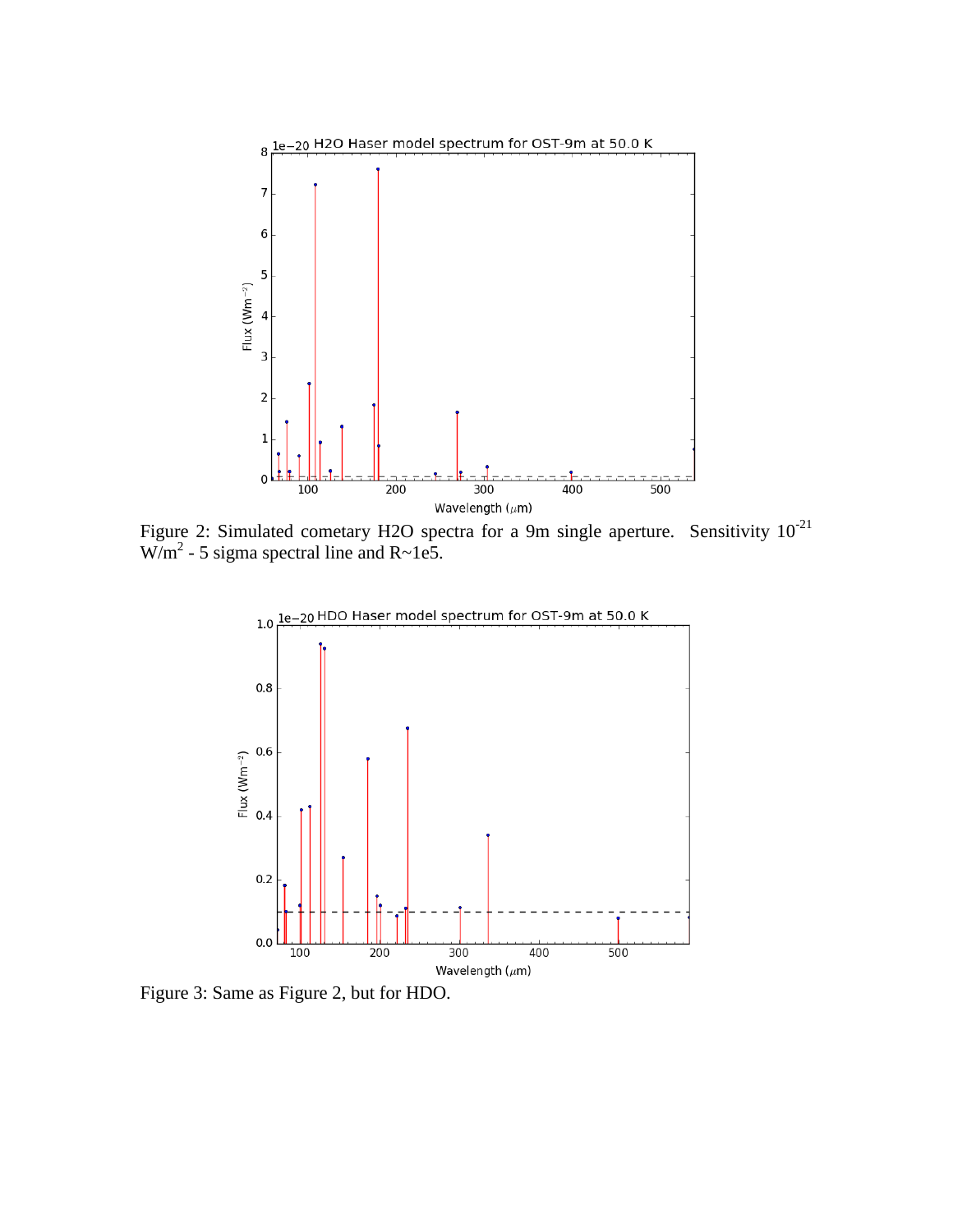Figure 2: Simulated cometary H2O spectra for a 9m single aperture. Sensitivity $10^{-21}$ $W/m^2$ - 5 sigma spectral line and R~1e5.

Figure 3: Same as Figure 2, but for HDO.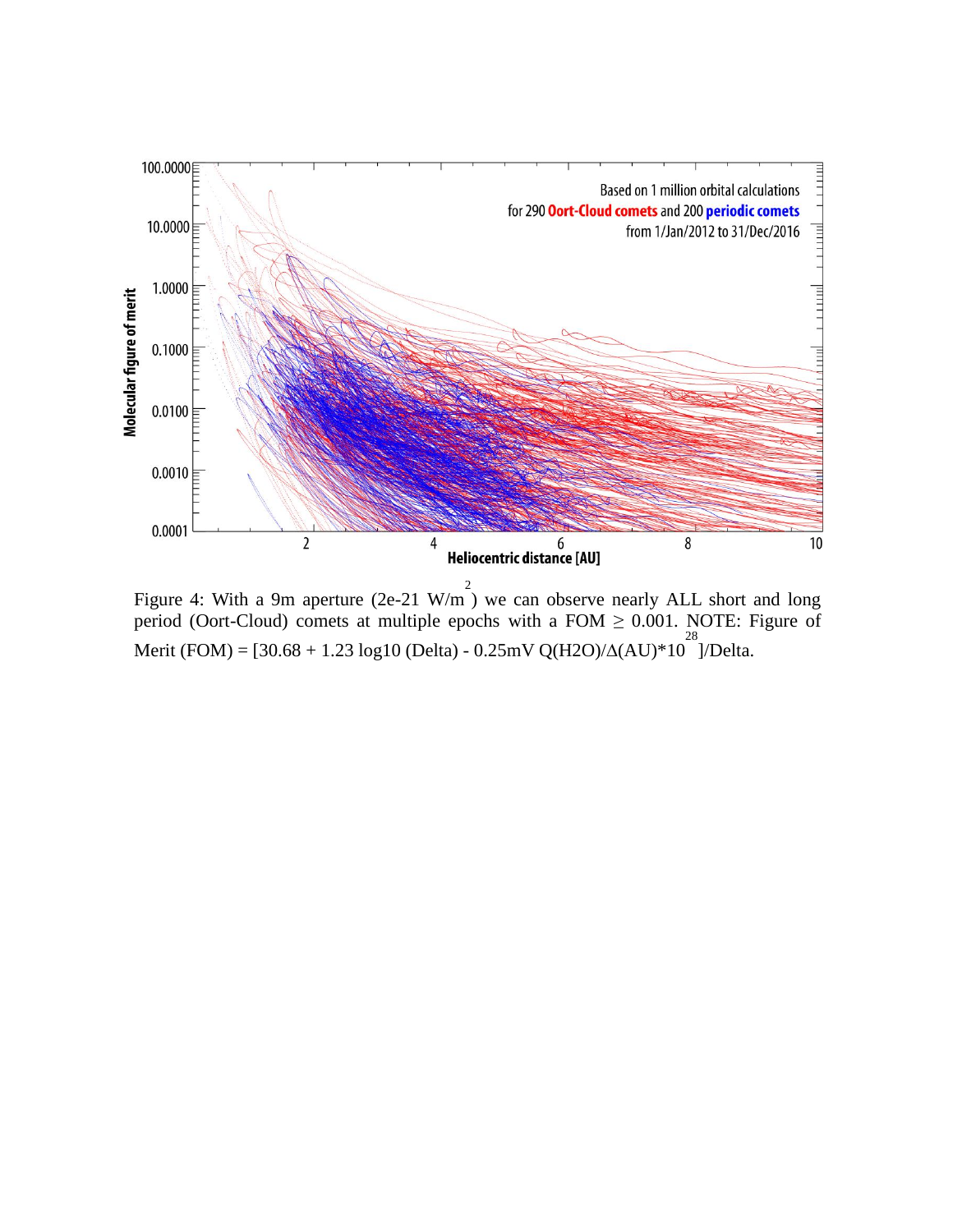Based on 1 million orbital calculations

for 290 Oort-Cloud comets and 200 periodic comets

from 1/Jan/2012 to 31/Dec/2016

Molecular figure of merit

100.0000

10.0000

1.0000

0.1000

0.0100

0.0010

0.0001

2

4

6

8

10

Heliocentric distance [AU]

Figure 4: With a 9m aperture (2e-21 $W/m^2$) we can observe nearly ALL short and long period (Oort-Cloud) comets at multiple epochs with a FOM ≥ 0.001. NOTE: Figure of Merit (FOM) = [30.68 + 1.23 log10 (Delta) - 0.25mV Q(H2O)/Δ(AU)*$10^{28}$ ]/Delta.